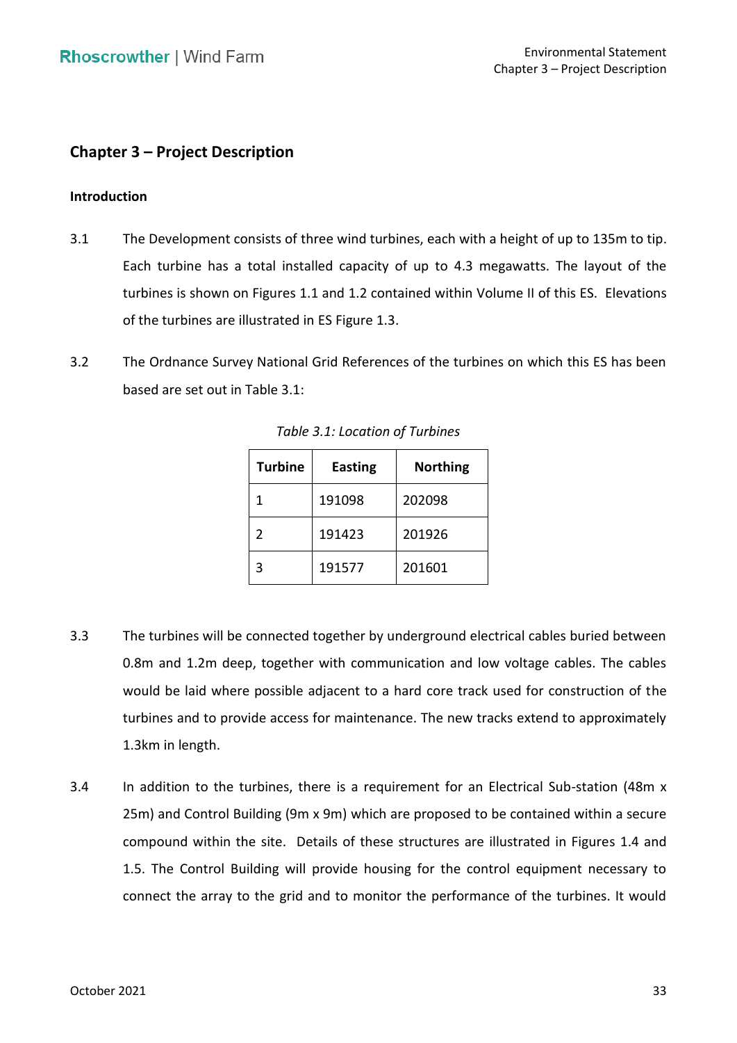## Chapter 3 – Project Description

### Introduction

3.1 The Development consists of three wind turbines, each with a height of up to 135m to tip. Each turbine has a total installed capacity of up to 4.3 megawatts. The layout of the turbines is shown on Figures 1.1 and 1.2 contained within Volume II of this ES. Elevations of the turbines are illustrated in ES Figure 1.3.

3.2 The Ordnance Survey National Grid References of the turbines on which this ES has been based are set out in Table 3.1:

*Table 3.1: Location of Turbines*

| Turbine | Easting | Northing |
| --- | --- | --- |
| 1 | 191098 | 202098 |
| 2 | 191423 | 201926 |
| 3 | 191577 | 201601 |

3.3 The turbines will be connected together by underground electrical cables buried between 0.8m and 1.2m deep, together with communication and low voltage cables. The cables would be laid where possible adjacent to a hard core track used for construction of the turbines and to provide access for maintenance. The new tracks extend to approximately 1.3km in length.

3.4 In addition to the turbines, there is a requirement for an Electrical Sub-station (48m x 25m) and Control Building (9m x 9m) which are proposed to be contained within a secure compound within the site. Details of these structures are illustrated in Figures 1.4 and 1.5. The Control Building will provide housing for the control equipment necessary to connect the array to the grid and to monitor the performance of the turbines. It would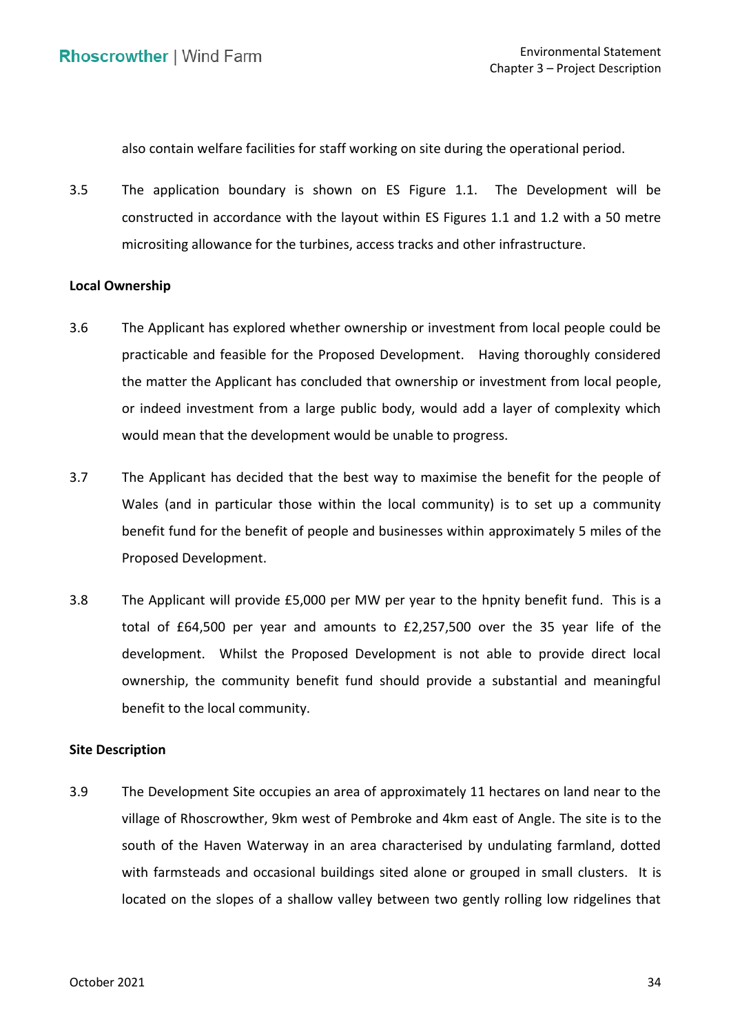also contain welfare facilities for staff working on site during the operational period.

3.5 The application boundary is shown on ES Figure 1.1. The Development will be constructed in accordance with the layout within ES Figures 1.1 and 1.2 with a 50 metre micrositing allowance for the turbines, access tracks and other infrastructure.

**Local Ownership**

3.6 The Applicant has explored whether ownership or investment from local people could be practicable and feasible for the Proposed Development. Having thoroughly considered the matter the Applicant has concluded that ownership or investment from local people, or indeed investment from a large public body, would add a layer of complexity which would mean that the development would be unable to progress.

3.7 The Applicant has decided that the best way to maximise the benefit for the people of Wales (and in particular those within the local community) is to set up a community benefit fund for the benefit of people and businesses within approximately 5 miles of the Proposed Development.

3.8 The Applicant will provide £5,000 per MW per year to the hpnity benefit fund. This is a total of £64,500 per year and amounts to £2,257,500 over the 35 year life of the development. Whilst the Proposed Development is not able to provide direct local ownership, the community benefit fund should provide a substantial and meaningful benefit to the local community.

**Site Description**

3.9 The Development Site occupies an area of approximately 11 hectares on land near to the village of Rhoscrowther, 9km west of Pembroke and 4km east of Angle. The site is to the south of the Haven Waterway in an area characterised by undulating farmland, dotted with farmsteads and occasional buildings sited alone or grouped in small clusters. It is located on the slopes of a shallow valley between two gently rolling low ridgelines that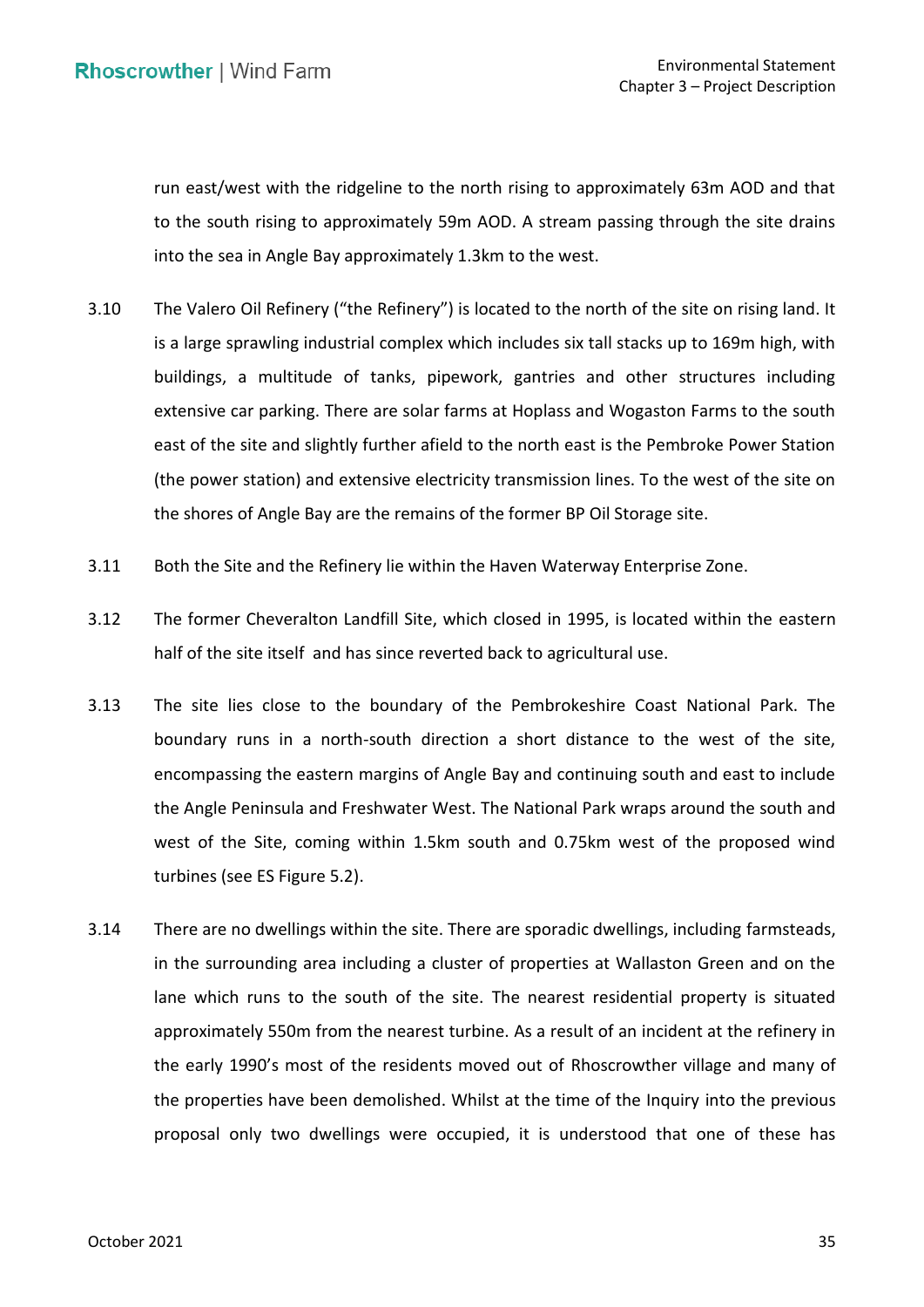run east/west with the ridgeline to the north rising to approximately 63m AOD and that to the south rising to approximately 59m AOD. A stream passing through the site drains into the sea in Angle Bay approximately 1.3km to the west.

3.10 The Valero Oil Refinery ("the Refinery") is located to the north of the site on rising land. It is a large sprawling industrial complex which includes six tall stacks up to 169m high, with buildings, a multitude of tanks, pipework, gantries and other structures including extensive car parking. There are solar farms at Hoplass and Wogaston Farms to the south east of the site and slightly further afield to the north east is the Pembroke Power Station (the power station) and extensive electricity transmission lines. To the west of the site on the shores of Angle Bay are the remains of the former BP Oil Storage site.

3.11 Both the Site and the Refinery lie within the Haven Waterway Enterprise Zone.

3.12 The former Cheveralton Landfill Site, which closed in 1995, is located within the eastern half of the site itself and has since reverted back to agricultural use.

3.13 The site lies close to the boundary of the Pembrokeshire Coast National Park. The boundary runs in a north-south direction a short distance to the west of the site, encompassing the eastern margins of Angle Bay and continuing south and east to include the Angle Peninsula and Freshwater West. The National Park wraps around the south and west of the Site, coming within 1.5km south and 0.75km west of the proposed wind turbines (see ES Figure 5.2).

3.14 There are no dwellings within the site. There are sporadic dwellings, including farmsteads, in the surrounding area including a cluster of properties at Wallaston Green and on the lane which runs to the south of the site. The nearest residential property is situated approximately 550m from the nearest turbine. As a result of an incident at the refinery in the early 1990's most of the residents moved out of Rhoscrowther village and many of the properties have been demolished. Whilst at the time of the Inquiry into the previous proposal only two dwellings were occupied, it is understood that one of these has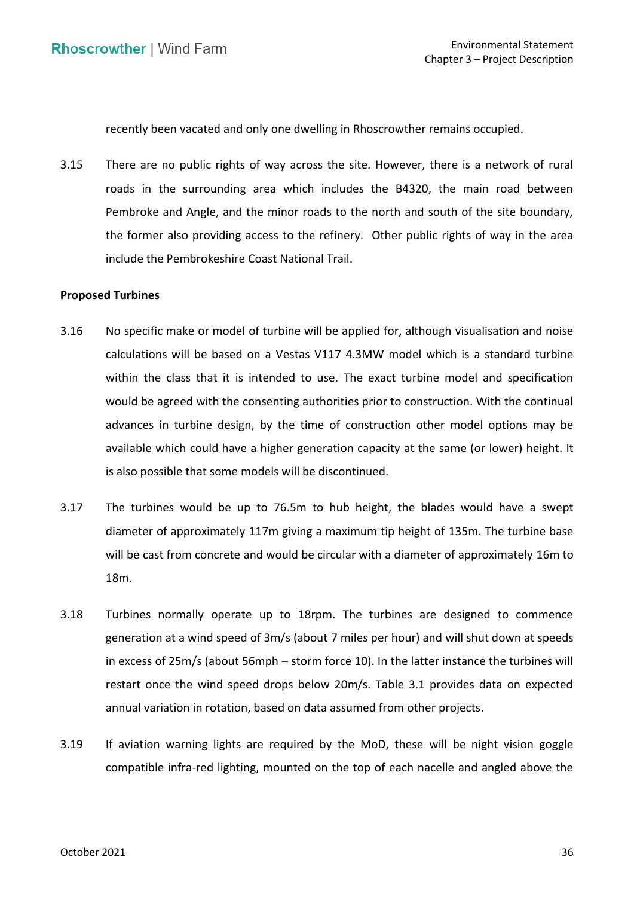recently been vacated and only one dwelling in Rhoscrowther remains occupied.

3.15 There are no public rights of way across the site. However, there is a network of rural roads in the surrounding area which includes the B4320, the main road between Pembroke and Angle, and the minor roads to the north and south of the site boundary, the former also providing access to the refinery. Other public rights of way in the area include the Pembrokeshire Coast National Trail.

**Proposed Turbines**

3.16 No specific make or model of turbine will be applied for, although visualisation and noise calculations will be based on a Vestas V117 4.3MW model which is a standard turbine within the class that it is intended to use. The exact turbine model and specification would be agreed with the consenting authorities prior to construction. With the continual advances in turbine design, by the time of construction other model options may be available which could have a higher generation capacity at the same (or lower) height. It is also possible that some models will be discontinued.

3.17 The turbines would be up to 76.5m to hub height, the blades would have a swept diameter of approximately 117m giving a maximum tip height of 135m. The turbine base will be cast from concrete and would be circular with a diameter of approximately 16m to 18m.

3.18 Turbines normally operate up to 18rpm. The turbines are designed to commence generation at a wind speed of 3m/s (about 7 miles per hour) and will shut down at speeds in excess of 25m/s (about 56mph – storm force 10). In the latter instance the turbines will restart once the wind speed drops below 20m/s. Table 3.1 provides data on expected annual variation in rotation, based on data assumed from other projects.

3.19 If aviation warning lights are required by the MoD, these will be night vision goggle compatible infra-red lighting, mounted on the top of each nacelle and angled above the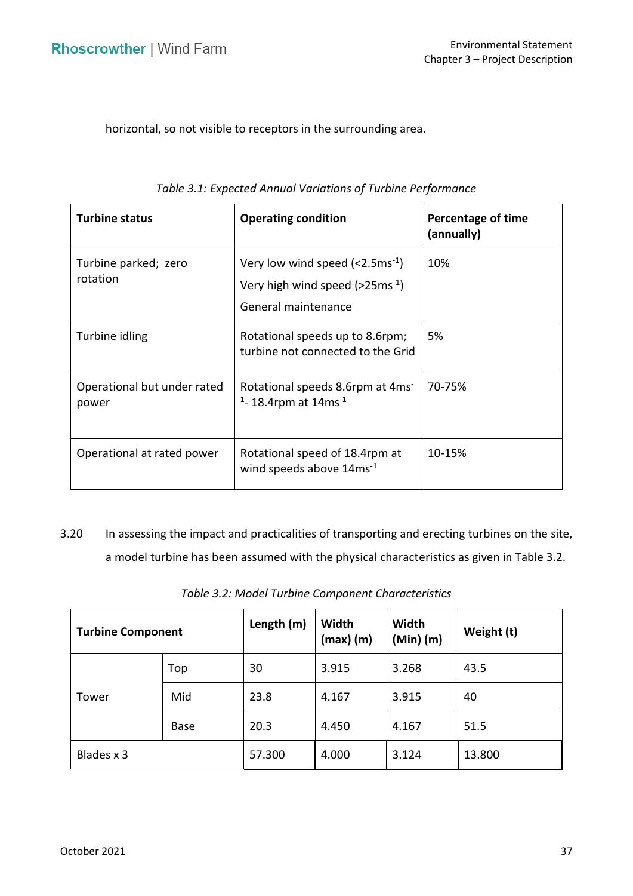horizontal, so not visible to receptors in the surrounding area.

*Table 3.1: Expected Annual Variations of Turbine Performance*

| Turbine status | Operating condition | Percentage of time (annually) |
|---|---|---|
| Turbine parked; zero rotation | Very low wind speed (<2.5ms$^{-1}$)<br>Very high wind speed (>25ms$^{-1}$)<br>General maintenance | 10% |
| Turbine idling | Rotational speeds up to 8.6rpm; turbine not connected to the Grid | 5% |
| Operational but under rated power | Rotational speeds 8.6rpm at 4ms$^{-1}$- 18.4rpm at 14ms$^{-1}$ | 70-75% |
| Operational at rated power | Rotational speed of 18.4rpm at wind speeds above 14ms$^{-1}$ | 10-15% |

3.20 In assessing the impact and practicalities of transporting and erecting turbines on the site, a model turbine has been assumed with the physical characteristics as given in Table 3.2.

*Table 3.2: Model Turbine Component Characteristics*

| Turbine Component | | Length (m) | Width (max) (m) | Width (Min) (m) | Weight (t) |
|---|---|---|---|---|---|
| Tower | Top | 30 | 3.915 | 3.268 | 43.5 |
| | Mid | 23.8 | 4.167 | 3.915 | 40 |
| | Base | 20.3 | 4.450 | 4.167 | 51.5 |
| Blades x 3 | | 57.300 | 4.000 | 3.124 | 13.800 |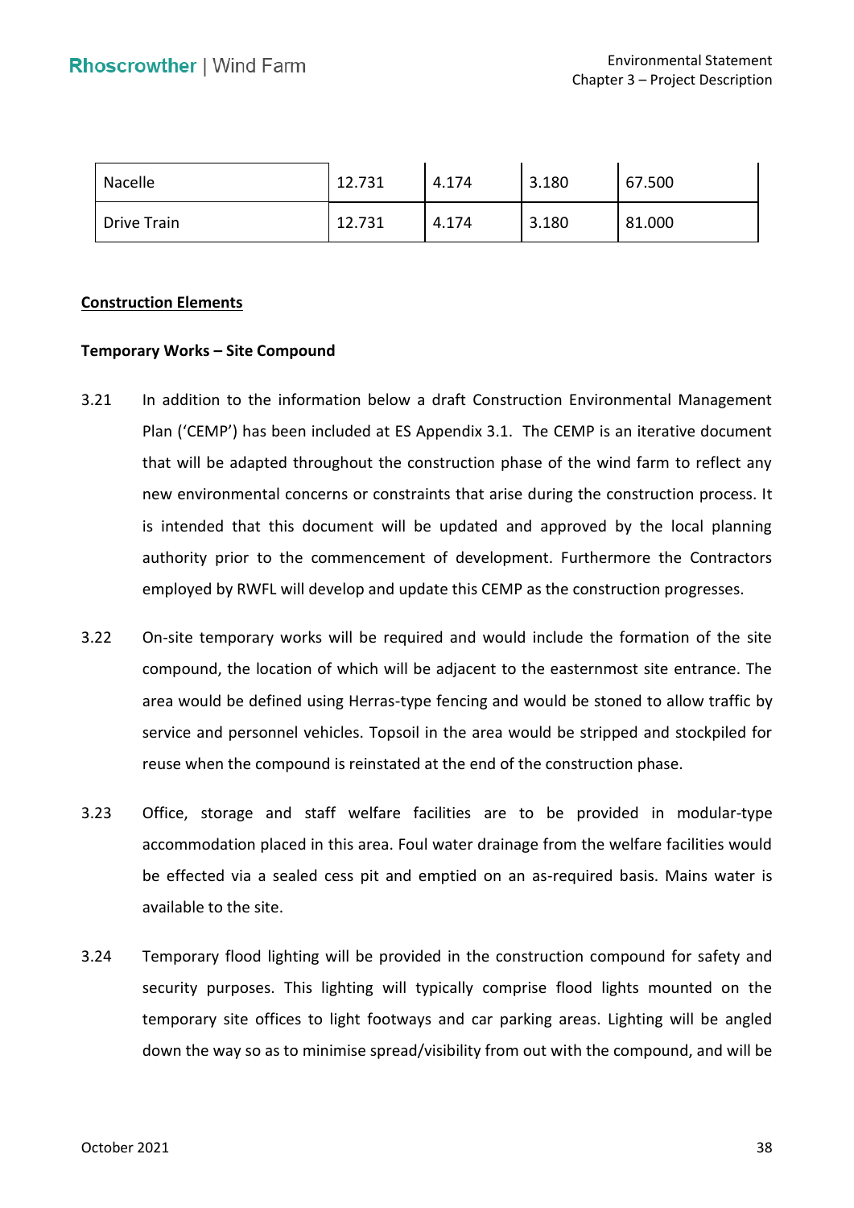| Nacelle | 12.731 | 4.174 | 3.180 | 67.500 |
|---|---|---|---|---|
| Drive Train | 12.731 | 4.174 | 3.180 | 81.000 |

**Construction Elements**

**Temporary Works – Site Compound**

3.21 In addition to the information below a draft Construction Environmental Management Plan ('CEMP') has been included at ES Appendix 3.1. The CEMP is an iterative document that will be adapted throughout the construction phase of the wind farm to reflect any new environmental concerns or constraints that arise during the construction process. It is intended that this document will be updated and approved by the local planning authority prior to the commencement of development. Furthermore the Contractors employed by RWFL will develop and update this CEMP as the construction progresses.

3.22 On-site temporary works will be required and would include the formation of the site compound, the location of which will be adjacent to the easternmost site entrance. The area would be defined using Herras-type fencing and would be stoned to allow traffic by service and personnel vehicles. Topsoil in the area would be stripped and stockpiled for reuse when the compound is reinstated at the end of the construction phase.

3.23 Office, storage and staff welfare facilities are to be provided in modular-type accommodation placed in this area. Foul water drainage from the welfare facilities would be effected via a sealed cess pit and emptied on an as-required basis. Mains water is available to the site.

3.24 Temporary flood lighting will be provided in the construction compound for safety and security purposes. This lighting will typically comprise flood lights mounted on the temporary site offices to light footways and car parking areas. Lighting will be angled down the way so as to minimise spread/visibility from out with the compound, and will be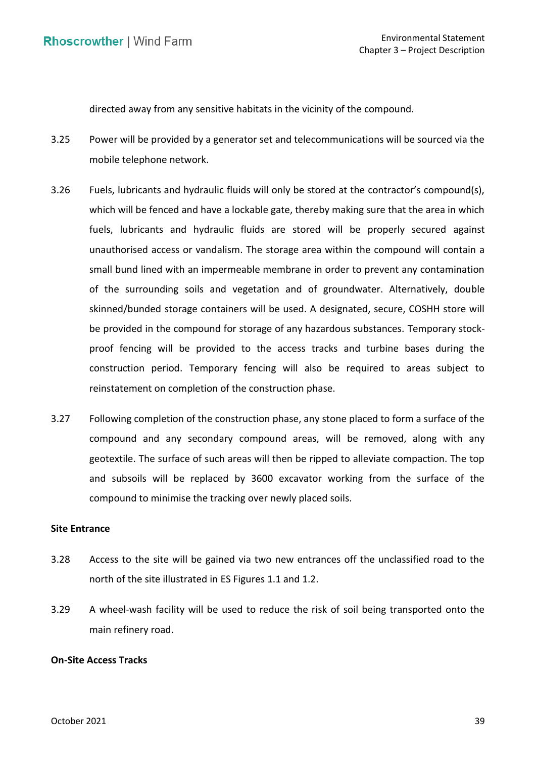directed away from any sensitive habitats in the vicinity of the compound.

3.25 Power will be provided by a generator set and telecommunications will be sourced via the mobile telephone network.

3.26 Fuels, lubricants and hydraulic fluids will only be stored at the contractor's compound(s), which will be fenced and have a lockable gate, thereby making sure that the area in which fuels, lubricants and hydraulic fluids are stored will be properly secured against unauthorised access or vandalism. The storage area within the compound will contain a small bund lined with an impermeable membrane in order to prevent any contamination of the surrounding soils and vegetation and of groundwater. Alternatively, double skinned/bunded storage containers will be used. A designated, secure, COSHH store will be provided in the compound for storage of any hazardous substances. Temporary stock-proof fencing will be provided to the access tracks and turbine bases during the construction period. Temporary fencing will also be required to areas subject to reinstatement on completion of the construction phase.

3.27 Following completion of the construction phase, any stone placed to form a surface of the compound and any secondary compound areas, will be removed, along with any geotextile. The surface of such areas will then be ripped to alleviate compaction. The top and subsoils will be replaced by 3600 excavator working from the surface of the compound to minimise the tracking over newly placed soils.

**Site Entrance**

3.28 Access to the site will be gained via two new entrances off the unclassified road to the north of the site illustrated in ES Figures 1.1 and 1.2.

3.29 A wheel-wash facility will be used to reduce the risk of soil being transported onto the main refinery road.

**On-Site Access Tracks**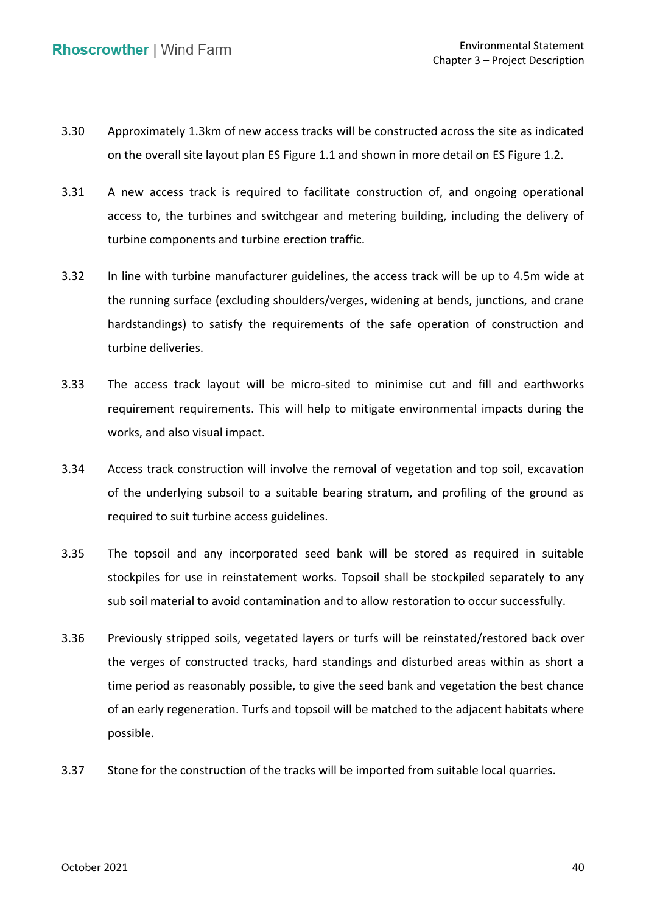3.30 Approximately 1.3km of new access tracks will be constructed across the site as indicated on the overall site layout plan ES Figure 1.1 and shown in more detail on ES Figure 1.2.

3.31 A new access track is required to facilitate construction of, and ongoing operational access to, the turbines and switchgear and metering building, including the delivery of turbine components and turbine erection traffic.

3.32 In line with turbine manufacturer guidelines, the access track will be up to 4.5m wide at the running surface (excluding shoulders/verges, widening at bends, junctions, and crane hardstandings) to satisfy the requirements of the safe operation of construction and turbine deliveries.

3.33 The access track layout will be micro-sited to minimise cut and fill and earthworks requirement requirements. This will help to mitigate environmental impacts during the works, and also visual impact.

3.34 Access track construction will involve the removal of vegetation and top soil, excavation of the underlying subsoil to a suitable bearing stratum, and profiling of the ground as required to suit turbine access guidelines.

3.35 The topsoil and any incorporated seed bank will be stored as required in suitable stockpiles for use in reinstatement works. Topsoil shall be stockpiled separately to any sub soil material to avoid contamination and to allow restoration to occur successfully.

3.36 Previously stripped soils, vegetated layers or turfs will be reinstated/restored back over the verges of constructed tracks, hard standings and disturbed areas within as short a time period as reasonably possible, to give the seed bank and vegetation the best chance of an early regeneration. Turfs and topsoil will be matched to the adjacent habitats where possible.

3.37 Stone for the construction of the tracks will be imported from suitable local quarries.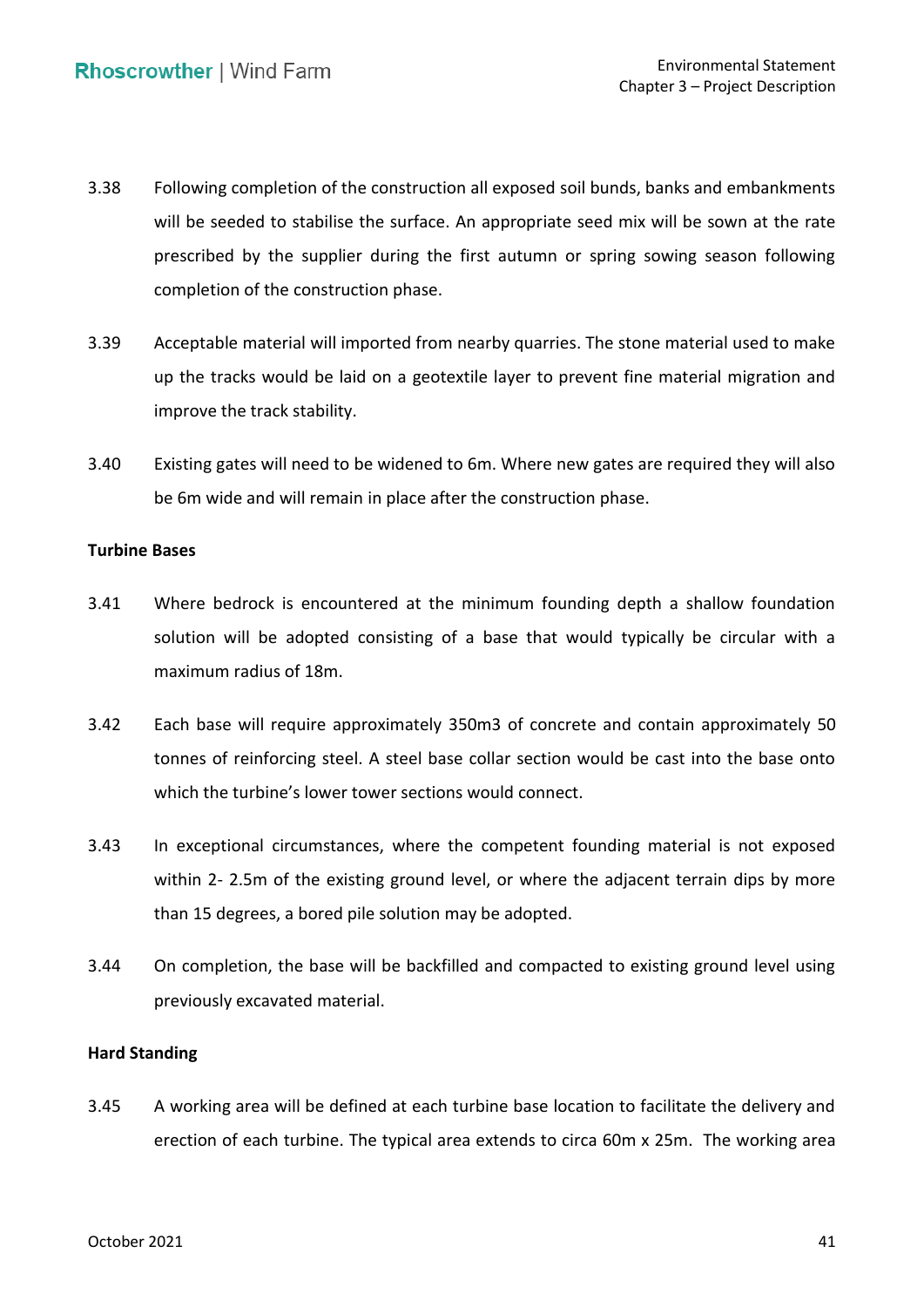3.38 Following completion of the construction all exposed soil bunds, banks and embankments will be seeded to stabilise the surface. An appropriate seed mix will be sown at the rate prescribed by the supplier during the first autumn or spring sowing season following completion of the construction phase.

3.39 Acceptable material will imported from nearby quarries. The stone material used to make up the tracks would be laid on a geotextile layer to prevent fine material migration and improve the track stability.

3.40 Existing gates will need to be widened to 6m. Where new gates are required they will also be 6m wide and will remain in place after the construction phase.

**Turbine Bases**

3.41 Where bedrock is encountered at the minimum founding depth a shallow foundation solution will be adopted consisting of a base that would typically be circular with a maximum radius of 18m.

3.42 Each base will require approximately 350m3 of concrete and contain approximately 50 tonnes of reinforcing steel. A steel base collar section would be cast into the base onto which the turbine's lower tower sections would connect.

3.43 In exceptional circumstances, where the competent founding material is not exposed within 2- 2.5m of the existing ground level, or where the adjacent terrain dips by more than 15 degrees, a bored pile solution may be adopted.

3.44 On completion, the base will be backfilled and compacted to existing ground level using previously excavated material.

**Hard Standing**

3.45 A working area will be defined at each turbine base location to facilitate the delivery and erection of each turbine. The typical area extends to circa 60m x 25m. The working area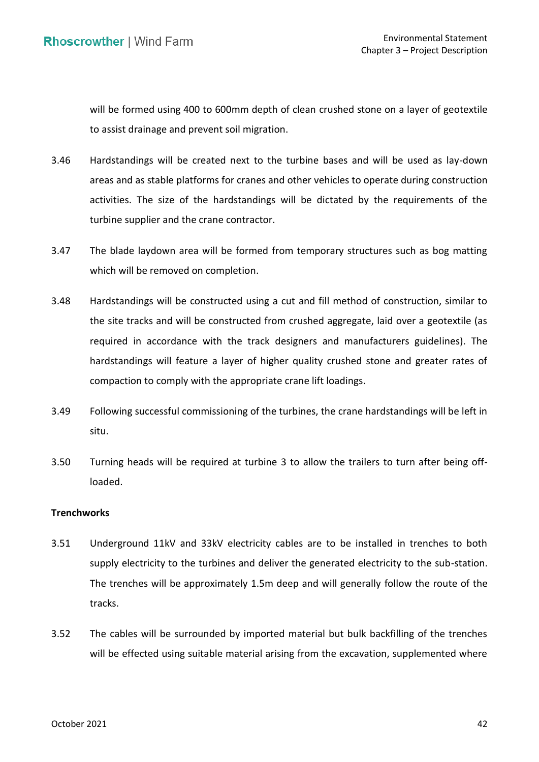will be formed using 400 to 600mm depth of clean crushed stone on a layer of geotextile to assist drainage and prevent soil migration.

3.46 Hardstandings will be created next to the turbine bases and will be used as lay-down areas and as stable platforms for cranes and other vehicles to operate during construction activities. The size of the hardstandings will be dictated by the requirements of the turbine supplier and the crane contractor.

3.47 The blade laydown area will be formed from temporary structures such as bog matting which will be removed on completion.

3.48 Hardstandings will be constructed using a cut and fill method of construction, similar to the site tracks and will be constructed from crushed aggregate, laid over a geotextile (as required in accordance with the track designers and manufacturers guidelines). The hardstandings will feature a layer of higher quality crushed stone and greater rates of compaction to comply with the appropriate crane lift loadings.

3.49 Following successful commissioning of the turbines, the crane hardstandings will be left in situ.

3.50 Turning heads will be required at turbine 3 to allow the trailers to turn after being off-loaded.

**Trenchworks**

3.51 Underground 11kV and 33kV electricity cables are to be installed in trenches to both supply electricity to the turbines and deliver the generated electricity to the sub-station. The trenches will be approximately 1.5m deep and will generally follow the route of the tracks.

3.52 The cables will be surrounded by imported material but bulk backfilling of the trenches will be effected using suitable material arising from the excavation, supplemented where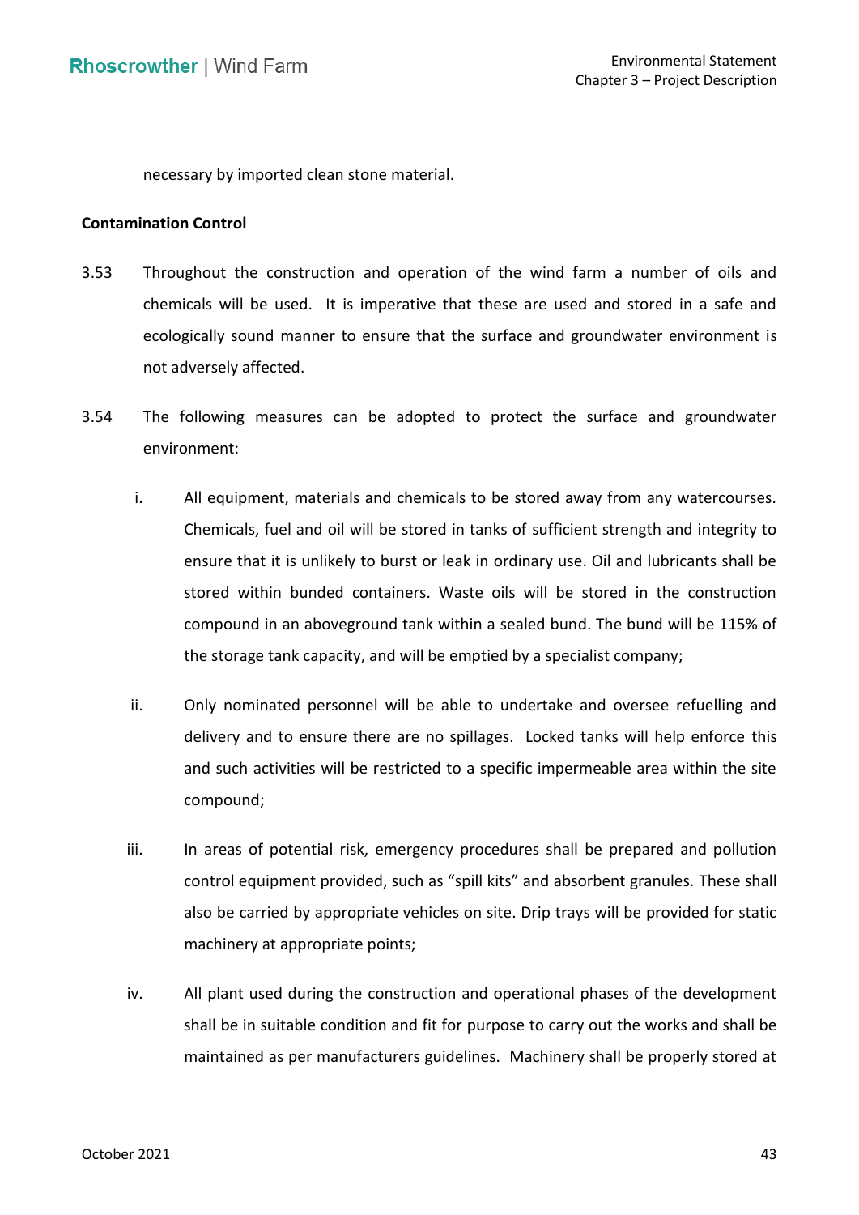necessary by imported clean stone material.

**Contamination Control**

3.53 Throughout the construction and operation of the wind farm a number of oils and chemicals will be used. It is imperative that these are used and stored in a safe and ecologically sound manner to ensure that the surface and groundwater environment is not adversely affected.

3.54 The following measures can be adopted to protect the surface and groundwater environment:

i. All equipment, materials and chemicals to be stored away from any watercourses. Chemicals, fuel and oil will be stored in tanks of sufficient strength and integrity to ensure that it is unlikely to burst or leak in ordinary use. Oil and lubricants shall be stored within bunded containers. Waste oils will be stored in the construction compound in an aboveground tank within a sealed bund. The bund will be 115% of the storage tank capacity, and will be emptied by a specialist company;

ii. Only nominated personnel will be able to undertake and oversee refuelling and delivery and to ensure there are no spillages. Locked tanks will help enforce this and such activities will be restricted to a specific impermeable area within the site compound;

iii. In areas of potential risk, emergency procedures shall be prepared and pollution control equipment provided, such as "spill kits" and absorbent granules. These shall also be carried by appropriate vehicles on site. Drip trays will be provided for static machinery at appropriate points;

iv. All plant used during the construction and operational phases of the development shall be in suitable condition and fit for purpose to carry out the works and shall be maintained as per manufacturers guidelines. Machinery shall be properly stored at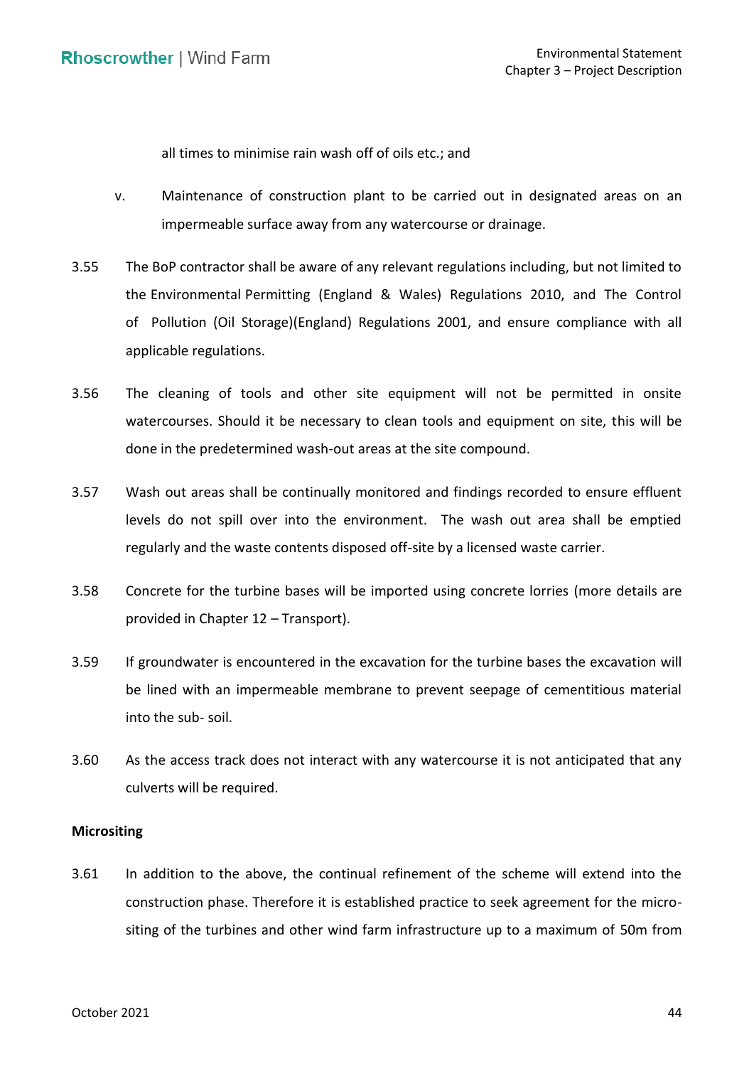all times to minimise rain wash off of oils etc.; and

v. Maintenance of construction plant to be carried out in designated areas on an impermeable surface away from any watercourse or drainage.

3.55 The BoP contractor shall be aware of any relevant regulations including, but not limited to the Environmental Permitting (England & Wales) Regulations 2010, and The Control of Pollution (Oil Storage)(England) Regulations 2001, and ensure compliance with all applicable regulations.

3.56 The cleaning of tools and other site equipment will not be permitted in onsite watercourses. Should it be necessary to clean tools and equipment on site, this will be done in the predetermined wash-out areas at the site compound.

3.57 Wash out areas shall be continually monitored and findings recorded to ensure effluent levels do not spill over into the environment. The wash out area shall be emptied regularly and the waste contents disposed off-site by a licensed waste carrier.

3.58 Concrete for the turbine bases will be imported using concrete lorries (more details are provided in Chapter 12 – Transport).

3.59 If groundwater is encountered in the excavation for the turbine bases the excavation will be lined with an impermeable membrane to prevent seepage of cementitious material into the sub- soil.

3.60 As the access track does not interact with any watercourse it is not anticipated that any culverts will be required.

**Micrositing**

3.61 In addition to the above, the continual refinement of the scheme will extend into the construction phase. Therefore it is established practice to seek agreement for the micro-siting of the turbines and other wind farm infrastructure up to a maximum of 50m from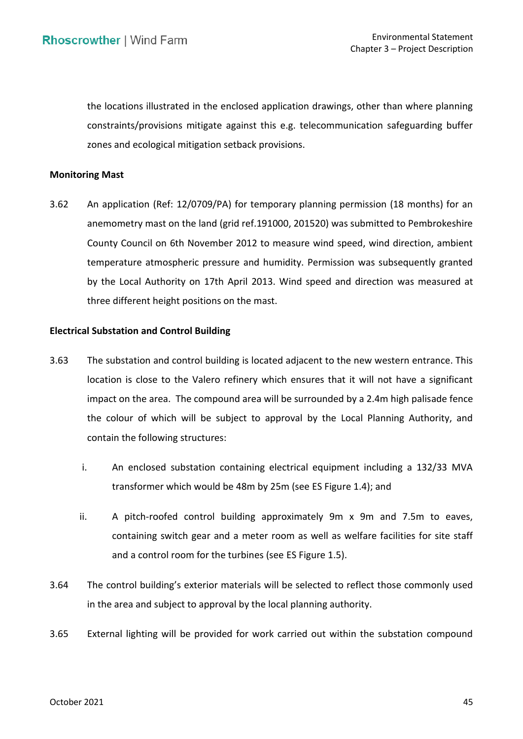the locations illustrated in the enclosed application drawings, other than where planning constraints/provisions mitigate against this e.g. telecommunication safeguarding buffer zones and ecological mitigation setback provisions.

**Monitoring Mast**

3.62 An application (Ref: 12/0709/PA) for temporary planning permission (18 months) for an anemometry mast on the land (grid ref.191000, 201520) was submitted to Pembrokeshire County Council on 6th November 2012 to measure wind speed, wind direction, ambient temperature atmospheric pressure and humidity. Permission was subsequently granted by the Local Authority on 17th April 2013. Wind speed and direction was measured at three different height positions on the mast.

**Electrical Substation and Control Building**

3.63 The substation and control building is located adjacent to the new western entrance. This location is close to the Valero refinery which ensures that it will not have a significant impact on the area. The compound area will be surrounded by a 2.4m high palisade fence the colour of which will be subject to approval by the Local Planning Authority, and contain the following structures:

i. An enclosed substation containing electrical equipment including a 132/33 MVA transformer which would be 48m by 25m (see ES Figure 1.4); and

ii. A pitch-roofed control building approximately 9m x 9m and 7.5m to eaves, containing switch gear and a meter room as well as welfare facilities for site staff and a control room for the turbines (see ES Figure 1.5).

3.64 The control building's exterior materials will be selected to reflect those commonly used in the area and subject to approval by the local planning authority.

3.65 External lighting will be provided for work carried out within the substation compound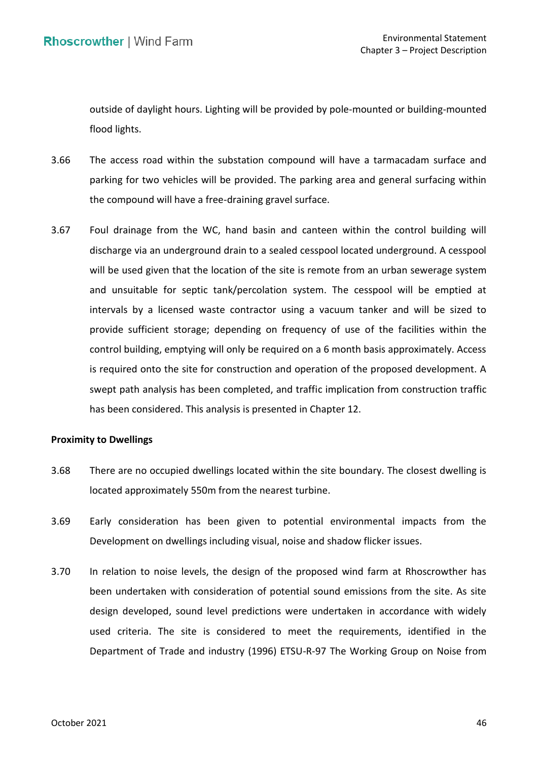outside of daylight hours. Lighting will be provided by pole-mounted or building-mounted flood lights.

3.66 The access road within the substation compound will have a tarmacadam surface and parking for two vehicles will be provided. The parking area and general surfacing within the compound will have a free-draining gravel surface.

3.67 Foul drainage from the WC, hand basin and canteen within the control building will discharge via an underground drain to a sealed cesspool located underground. A cesspool will be used given that the location of the site is remote from an urban sewerage system and unsuitable for septic tank/percolation system. The cesspool will be emptied at intervals by a licensed waste contractor using a vacuum tanker and will be sized to provide sufficient storage; depending on frequency of use of the facilities within the control building, emptying will only be required on a 6 month basis approximately. Access is required onto the site for construction and operation of the proposed development. A swept path analysis has been completed, and traffic implication from construction traffic has been considered. This analysis is presented in Chapter 12.

**Proximity to Dwellings**

3.68 There are no occupied dwellings located within the site boundary. The closest dwelling is located approximately 550m from the nearest turbine.

3.69 Early consideration has been given to potential environmental impacts from the Development on dwellings including visual, noise and shadow flicker issues.

3.70 In relation to noise levels, the design of the proposed wind farm at Rhoscrowther has been undertaken with consideration of potential sound emissions from the site. As site design developed, sound level predictions were undertaken in accordance with widely used criteria. The site is considered to meet the requirements, identified in the Department of Trade and industry (1996) ETSU-R-97 The Working Group on Noise from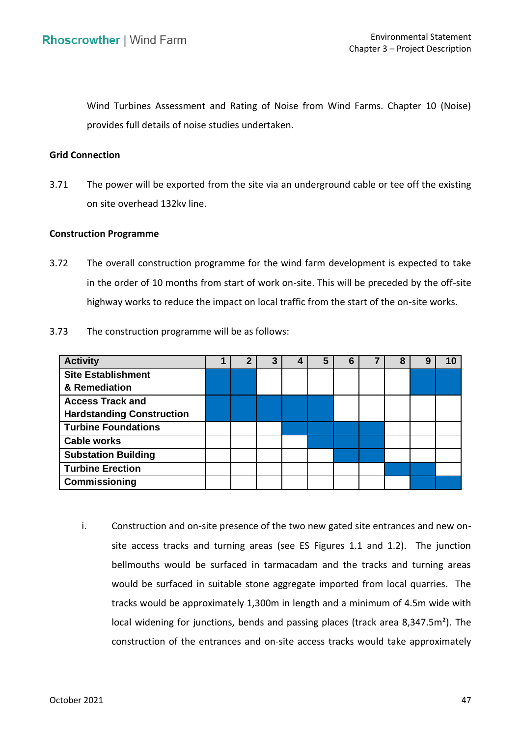Wind Turbines Assessment and Rating of Noise from Wind Farms. Chapter 10 (Noise) provides full details of noise studies undertaken.

**Grid Connection**

3.71 The power will be exported from the site via an underground cable or tee off the existing on site overhead 132kv line.

**Construction Programme**

3.72 The overall construction programme for the wind farm development is expected to take in the order of 10 months from start of work on-site. This will be preceded by the off-site highway works to reduce the impact on local traffic from the start of the on-site works.

3.73 The construction programme will be as follows:

| Activity | 1 | 2 | 3 | 4 | 5 | 6 | 7 | 8 | 9 | 10 |
|---|---|---|---|---|---|---|---|---|---|---|
| Site Establishment & Remediation | ■ | ■ | | | | | | | ■ | ■ |
| Access Track and Hardstanding Construction | ■ | ■ | ■ | ■ | ■ | | | | | |
| Turbine Foundations | | | | ■ | ■ | ■ | ■ | | | |
| Cable works | | | | | ■ | ■ | ■ | | | |
| Substation Building | | | | | | ■ | ■ | | | |
| Turbine Erection | | | | | | | | ■ | ■ | |
| Commissioning | | | | | | | | | ■ | ■ |

i. Construction and on-site presence of the two new gated site entrances and new on-site access tracks and turning areas (see ES Figures 1.1 and 1.2). The junction bellmouths would be surfaced in tarmacadam and the tracks and turning areas would be surfaced in suitable stone aggregate imported from local quarries. The tracks would be approximately 1,300m in length and a minimum of 4.5m wide with local widening for junctions, bends and passing places (track area 8,347.5m²). The construction of the entrances and on-site access tracks would take approximately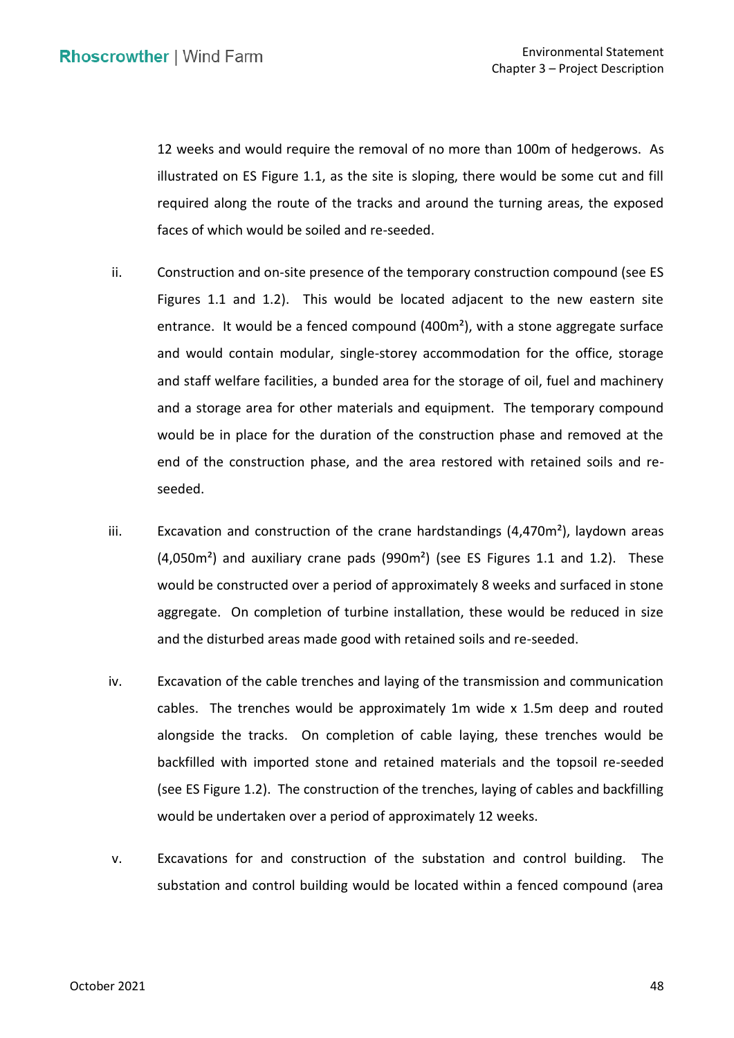12 weeks and would require the removal of no more than 100m of hedgerows. As illustrated on ES Figure 1.1, as the site is sloping, there would be some cut and fill required along the route of the tracks and around the turning areas, the exposed faces of which would be soiled and re-seeded.

ii. Construction and on-site presence of the temporary construction compound (see ES Figures 1.1 and 1.2). This would be located adjacent to the new eastern site entrance. It would be a fenced compound (400m²), with a stone aggregate surface and would contain modular, single-storey accommodation for the office, storage and staff welfare facilities, a bunded area for the storage of oil, fuel and machinery and a storage area for other materials and equipment. The temporary compound would be in place for the duration of the construction phase and removed at the end of the construction phase, and the area restored with retained soils and re-seeded.

iii. Excavation and construction of the crane hardstandings (4,470m²), laydown areas (4,050m²) and auxiliary crane pads (990m²) (see ES Figures 1.1 and 1.2). These would be constructed over a period of approximately 8 weeks and surfaced in stone aggregate. On completion of turbine installation, these would be reduced in size and the disturbed areas made good with retained soils and re-seeded.

iv. Excavation of the cable trenches and laying of the transmission and communication cables. The trenches would be approximately 1m wide x 1.5m deep and routed alongside the tracks. On completion of cable laying, these trenches would be backfilled with imported stone and retained materials and the topsoil re-seeded (see ES Figure 1.2). The construction of the trenches, laying of cables and backfilling would be undertaken over a period of approximately 12 weeks.

v. Excavations for and construction of the substation and control building. The substation and control building would be located within a fenced compound (area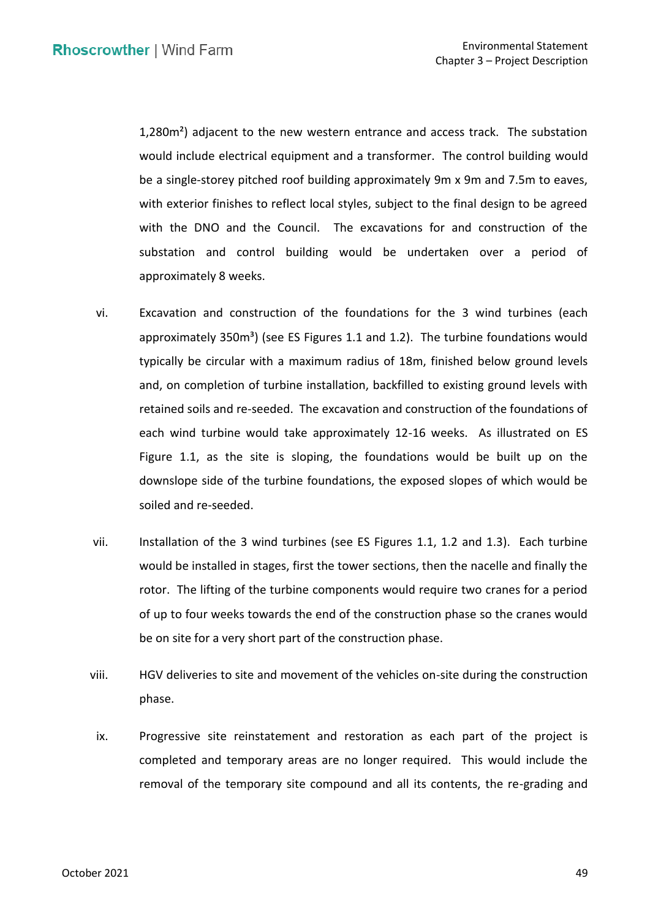1,280m²) adjacent to the new western entrance and access track. The substation would include electrical equipment and a transformer. The control building would be a single-storey pitched roof building approximately 9m x 9m and 7.5m to eaves, with exterior finishes to reflect local styles, subject to the final design to be agreed with the DNO and the Council. The excavations for and construction of the substation and control building would be undertaken over a period of approximately 8 weeks.

vi. Excavation and construction of the foundations for the 3 wind turbines (each approximately 350m³) (see ES Figures 1.1 and 1.2). The turbine foundations would typically be circular with a maximum radius of 18m, finished below ground levels and, on completion of turbine installation, backfilled to existing ground levels with retained soils and re-seeded. The excavation and construction of the foundations of each wind turbine would take approximately 12-16 weeks. As illustrated on ES Figure 1.1, as the site is sloping, the foundations would be built up on the downslope side of the turbine foundations, the exposed slopes of which would be soiled and re-seeded.

vii. Installation of the 3 wind turbines (see ES Figures 1.1, 1.2 and 1.3). Each turbine would be installed in stages, first the tower sections, then the nacelle and finally the rotor. The lifting of the turbine components would require two cranes for a period of up to four weeks towards the end of the construction phase so the cranes would be on site for a very short part of the construction phase.

viii. HGV deliveries to site and movement of the vehicles on-site during the construction phase.

ix. Progressive site reinstatement and restoration as each part of the project is completed and temporary areas are no longer required. This would include the removal of the temporary site compound and all its contents, the re-grading and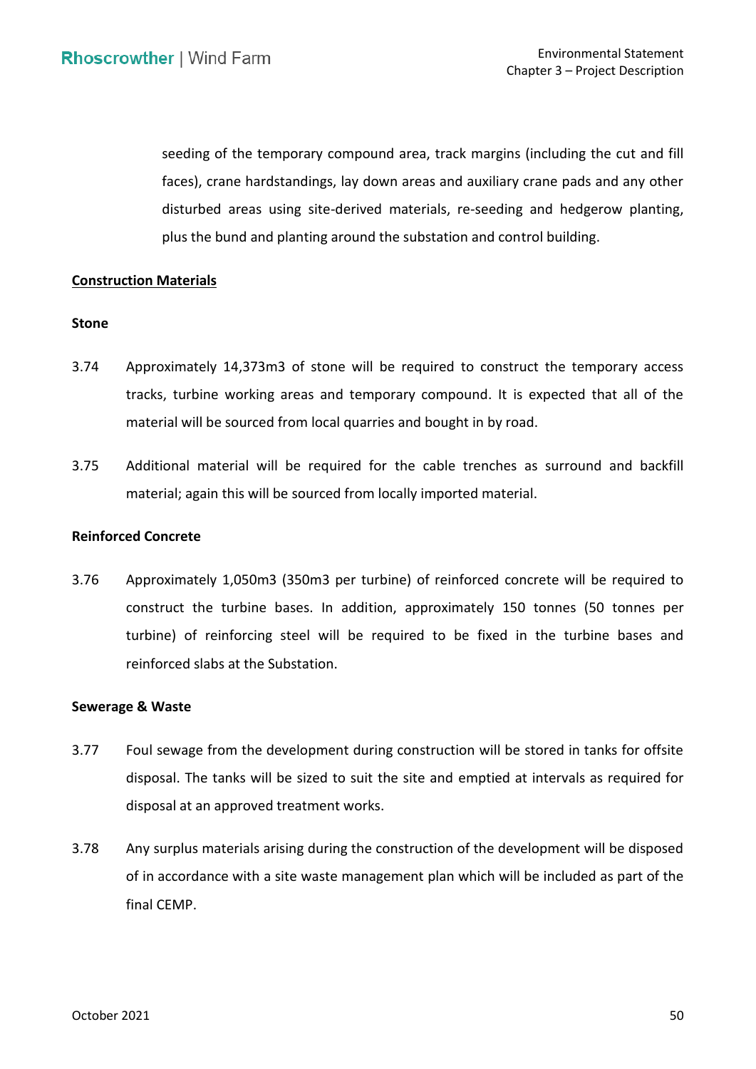seeding of the temporary compound area, track margins (including the cut and fill faces), crane hardstandings, lay down areas and auxiliary crane pads and any other disturbed areas using site-derived materials, re-seeding and hedgerow planting, plus the bund and planting around the substation and control building.

**Construction Materials**

**Stone**

3.74 Approximately 14,373m3 of stone will be required to construct the temporary access tracks, turbine working areas and temporary compound. It is expected that all of the material will be sourced from local quarries and bought in by road.

3.75 Additional material will be required for the cable trenches as surround and backfill material; again this will be sourced from locally imported material.

**Reinforced Concrete**

3.76 Approximately 1,050m3 (350m3 per turbine) of reinforced concrete will be required to construct the turbine bases. In addition, approximately 150 tonnes (50 tonnes per turbine) of reinforcing steel will be required to be fixed in the turbine bases and reinforced slabs at the Substation.

**Sewerage & Waste**

3.77 Foul sewage from the development during construction will be stored in tanks for offsite disposal. The tanks will be sized to suit the site and emptied at intervals as required for disposal at an approved treatment works.

3.78 Any surplus materials arising during the construction of the development will be disposed of in accordance with a site waste management plan which will be included as part of the final CEMP.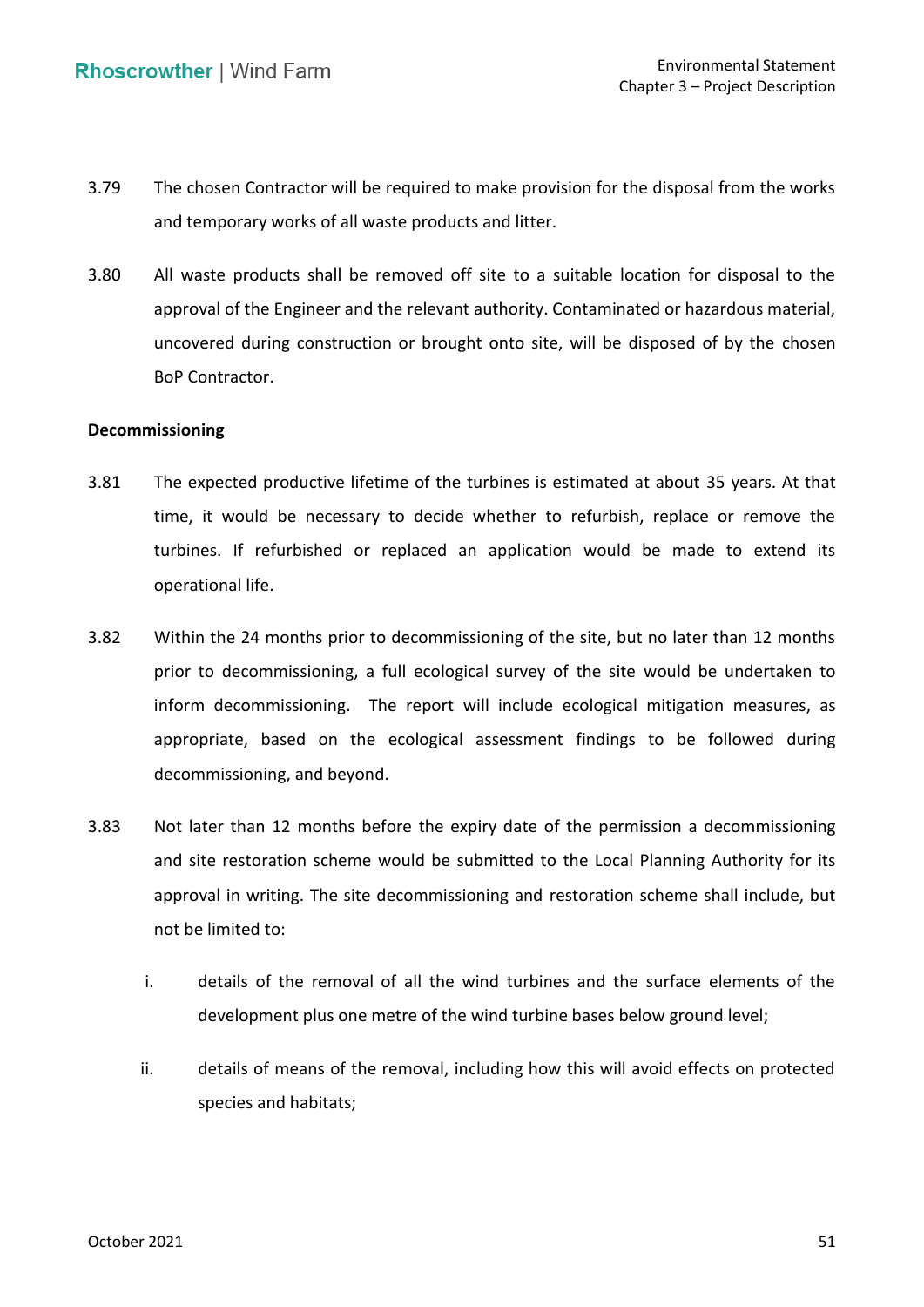3.79 The chosen Contractor will be required to make provision for the disposal from the works and temporary works of all waste products and litter.

3.80 All waste products shall be removed off site to a suitable location for disposal to the approval of the Engineer and the relevant authority. Contaminated or hazardous material, uncovered during construction or brought onto site, will be disposed of by the chosen BoP Contractor.

**Decommissioning**

3.81 The expected productive lifetime of the turbines is estimated at about 35 years. At that time, it would be necessary to decide whether to refurbish, replace or remove the turbines. If refurbished or replaced an application would be made to extend its operational life.

3.82 Within the 24 months prior to decommissioning of the site, but no later than 12 months prior to decommissioning, a full ecological survey of the site would be undertaken to inform decommissioning. The report will include ecological mitigation measures, as appropriate, based on the ecological assessment findings to be followed during decommissioning, and beyond.

3.83 Not later than 12 months before the expiry date of the permission a decommissioning and site restoration scheme would be submitted to the Local Planning Authority for its approval in writing. The site decommissioning and restoration scheme shall include, but not be limited to:

i. details of the removal of all the wind turbines and the surface elements of the development plus one metre of the wind turbine bases below ground level;

ii. details of means of the removal, including how this will avoid effects on protected species and habitats;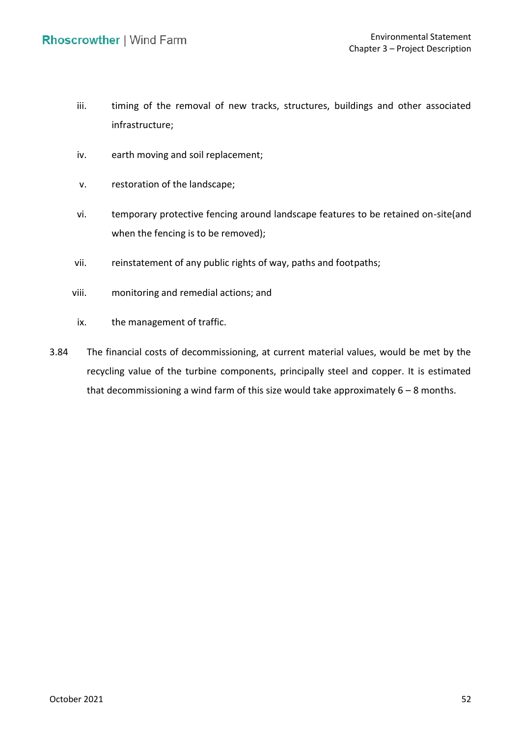iii. timing of the removal of new tracks, structures, buildings and other associated infrastructure;

iv. earth moving and soil replacement;

v. restoration of the landscape;

vi. temporary protective fencing around landscape features to be retained on-site(and when the fencing is to be removed);

vii. reinstatement of any public rights of way, paths and footpaths;

viii. monitoring and remedial actions; and

ix. the management of traffic.

3.84 The financial costs of decommissioning, at current material values, would be met by the recycling value of the turbine components, principally steel and copper. It is estimated that decommissioning a wind farm of this size would take approximately 6 – 8 months.